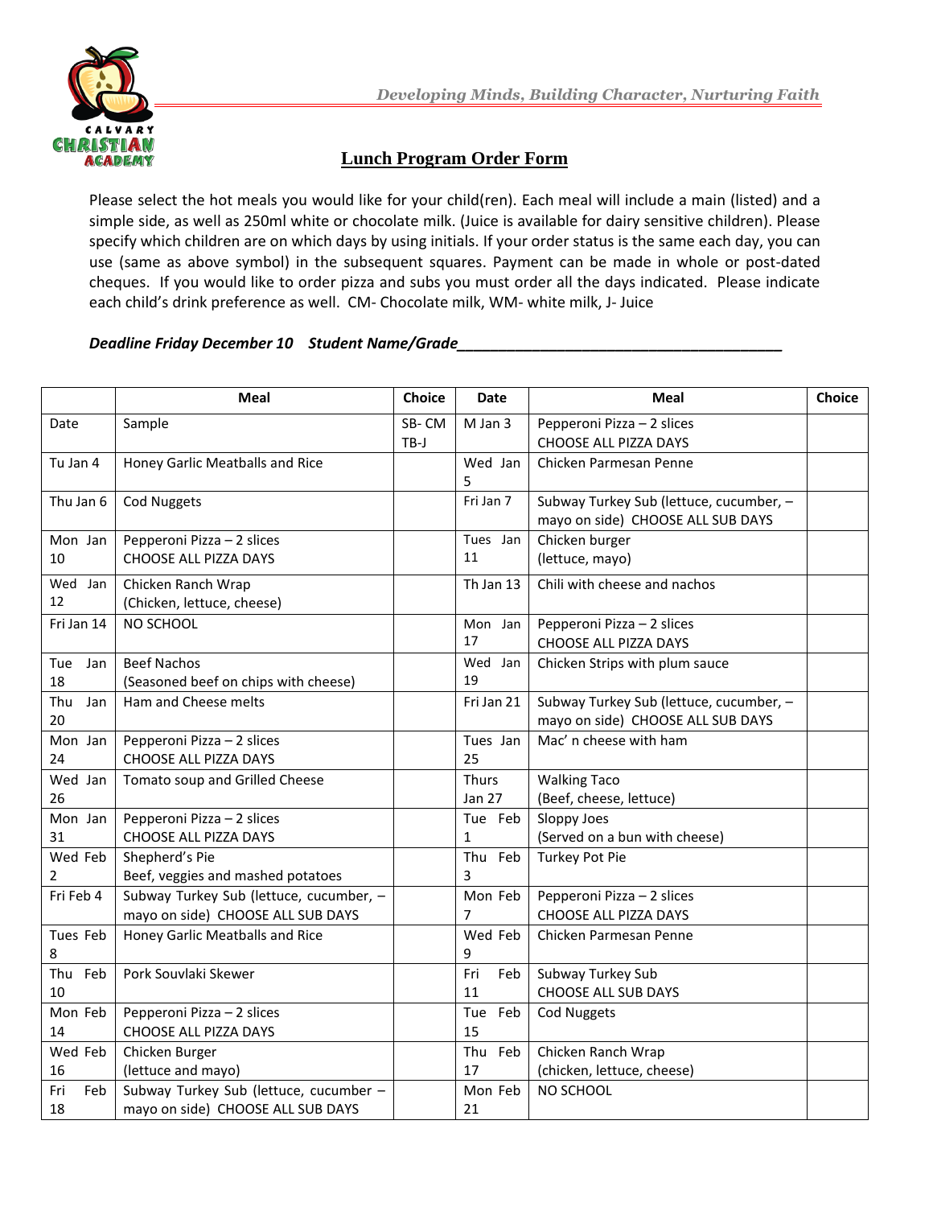*Developing Minds, Building Character, Nurturing Faith*

CALVARY CHRISTIAN ACADEMY

## Lunch Program Order Form

Please select the hot meals you would like for your child(ren). Each meal will include a main (listed) and a simple side, as well as 250ml white or chocolate milk. (Juice is available for dairy sensitive children). Please specify which children are on which days by using initials. If your order status is the same each day, you can use (same as above symbol) in the subsequent squares. Payment can be made in whole or post-dated cheques. If you would like to order pizza and subs you must order all the days indicated. Please indicate each child's drink preference as well. CM- Chocolate milk, WM- white milk, J- Juice

***Deadline Friday December 10 Student Name/Grade______________________________________***

| | Meal | Choice | Date | Meal | Choice |
|---|---|---|---|---|---|
| Date | Sample | SB- CM TB-J | M Jan 3 | Pepperoni Pizza – 2 slices CHOOSE ALL PIZZA DAYS | |
| Tu Jan 4 | Honey Garlic Meatballs and Rice | | Wed Jan 5 | Chicken Parmesan Penne | |
| Thu Jan 6 | Cod Nuggets | | Fri Jan 7 | Subway Turkey Sub (lettuce, cucumber, – mayo on side) CHOOSE ALL SUB DAYS | |
| Mon Jan 10 | Pepperoni Pizza – 2 slices CHOOSE ALL PIZZA DAYS | | Tues Jan 11 | Chicken burger (lettuce, mayo) | |
| Wed Jan 12 | Chicken Ranch Wrap (Chicken, lettuce, cheese) | | Th Jan 13 | Chili with cheese and nachos | |
| Fri Jan 14 | NO SCHOOL | | Mon Jan 17 | Pepperoni Pizza – 2 slices CHOOSE ALL PIZZA DAYS | |
| Tue Jan 18 | Beef Nachos (Seasoned beef on chips with cheese) | | Wed Jan 19 | Chicken Strips with plum sauce | |
| Thu Jan 20 | Ham and Cheese melts | | Fri Jan 21 | Subway Turkey Sub (lettuce, cucumber, – mayo on side) CHOOSE ALL SUB DAYS | |
| Mon Jan 24 | Pepperoni Pizza – 2 slices CHOOSE ALL PIZZA DAYS | | Tues Jan 25 | Mac' n cheese with ham | |
| Wed Jan 26 | Tomato soup and Grilled Cheese | | Thurs Jan 27 | Walking Taco (Beef, cheese, lettuce) | |
| Mon Jan 31 | Pepperoni Pizza – 2 slices CHOOSE ALL PIZZA DAYS | | Tue Feb 1 | Sloppy Joes (Served on a bun with cheese) | |
| Wed Feb 2 | Shepherd's Pie Beef, veggies and mashed potatoes | | Thu Feb 3 | Turkey Pot Pie | |
| Fri Feb 4 | Subway Turkey Sub (lettuce, cucumber, – mayo on side) CHOOSE ALL SUB DAYS | | Mon Feb 7 | Pepperoni Pizza – 2 slices CHOOSE ALL PIZZA DAYS | |
| Tues Feb 8 | Honey Garlic Meatballs and Rice | | Wed Feb 9 | Chicken Parmesan Penne | |
| Thu Feb 10 | Pork Souvlaki Skewer | | Fri Feb 11 | Subway Turkey Sub CHOOSE ALL SUB DAYS | |
| Mon Feb 14 | Pepperoni Pizza – 2 slices CHOOSE ALL PIZZA DAYS | | Tue Feb 15 | Cod Nuggets | |
| Wed Feb 16 | Chicken Burger (lettuce and mayo) | | Thu Feb 17 | Chicken Ranch Wrap (chicken, lettuce, cheese) | |
| Fri Feb 18 | Subway Turkey Sub (lettuce, cucumber – mayo on side) CHOOSE ALL SUB DAYS | | Mon Feb 21 | NO SCHOOL | |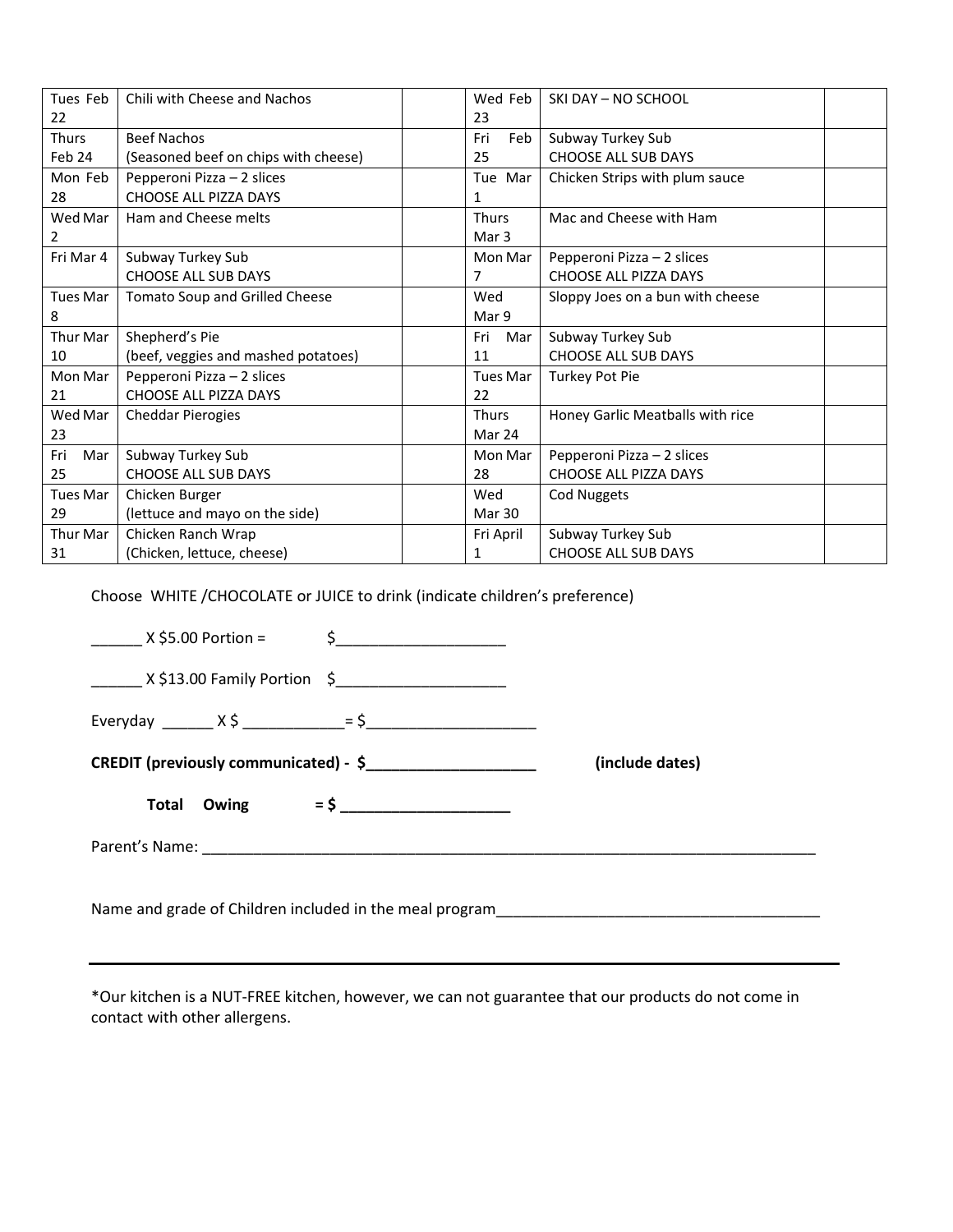| | | | | | |
|---|---|---|---|---|---|
| Tues Feb 22 | Chili with Cheese and Nachos | | Wed Feb 23 | SKI DAY – NO SCHOOL | |
| Thurs Feb 24 | Beef Nachos<br>(Seasoned beef on chips with cheese) | | Fri Feb 25 | Subway Turkey Sub<br>CHOOSE ALL SUB DAYS | |
| Mon Feb 28 | Pepperoni Pizza – 2 slices<br>CHOOSE ALL PIZZA DAYS | | Tue Mar 1 | Chicken Strips with plum sauce | |
| Wed Mar 2 | Ham and Cheese melts | | Thurs Mar 3 | Mac and Cheese with Ham | |
| Fri Mar 4 | Subway Turkey Sub<br>CHOOSE ALL SUB DAYS | | Mon Mar 7 | Pepperoni Pizza – 2 slices<br>CHOOSE ALL PIZZA DAYS | |
| Tues Mar 8 | Tomato Soup and Grilled Cheese | | Wed Mar 9 | Sloppy Joes on a bun with cheese | |
| Thur Mar 10 | Shepherd's Pie<br>(beef, veggies and mashed potatoes) | | Fri Mar 11 | Subway Turkey Sub<br>CHOOSE ALL SUB DAYS | |
| Mon Mar 21 | Pepperoni Pizza – 2 slices<br>CHOOSE ALL PIZZA DAYS | | Tues Mar 22 | Turkey Pot Pie | |
| Wed Mar 23 | Cheddar Pierogies | | Thurs Mar 24 | Honey Garlic Meatballs with rice | |
| Fri Mar 25 | Subway Turkey Sub<br>CHOOSE ALL SUB DAYS | | Mon Mar 28 | Pepperoni Pizza – 2 slices<br>CHOOSE ALL PIZZA DAYS | |
| Tues Mar 29 | Chicken Burger<br>(lettuce and mayo on the side) | | Wed Mar 30 | Cod Nuggets | |
| Thur Mar 31 | Chicken Ranch Wrap<br>(Chicken, lettuce, cheese) | | Fri April 1 | Subway Turkey Sub<br>CHOOSE ALL SUB DAYS | |

Choose WHITE /CHOCOLATE or JUICE to drink (indicate children's preference)

______ X $5.00 Portion = $____________________

______ X $13.00 Family Portion $____________________

Everyday ______ X $ ____________= $____________________

**CREDIT (previously communicated) - $____________________** **(include dates)**

**Total Owing = $ ____________________**

Parent's Name: ____________________________________________________________________________

Name and grade of Children included in the meal program______________________________________

---

*Our kitchen is a NUT-FREE kitchen, however, we can not guarantee that our products do not come in contact with other allergens.